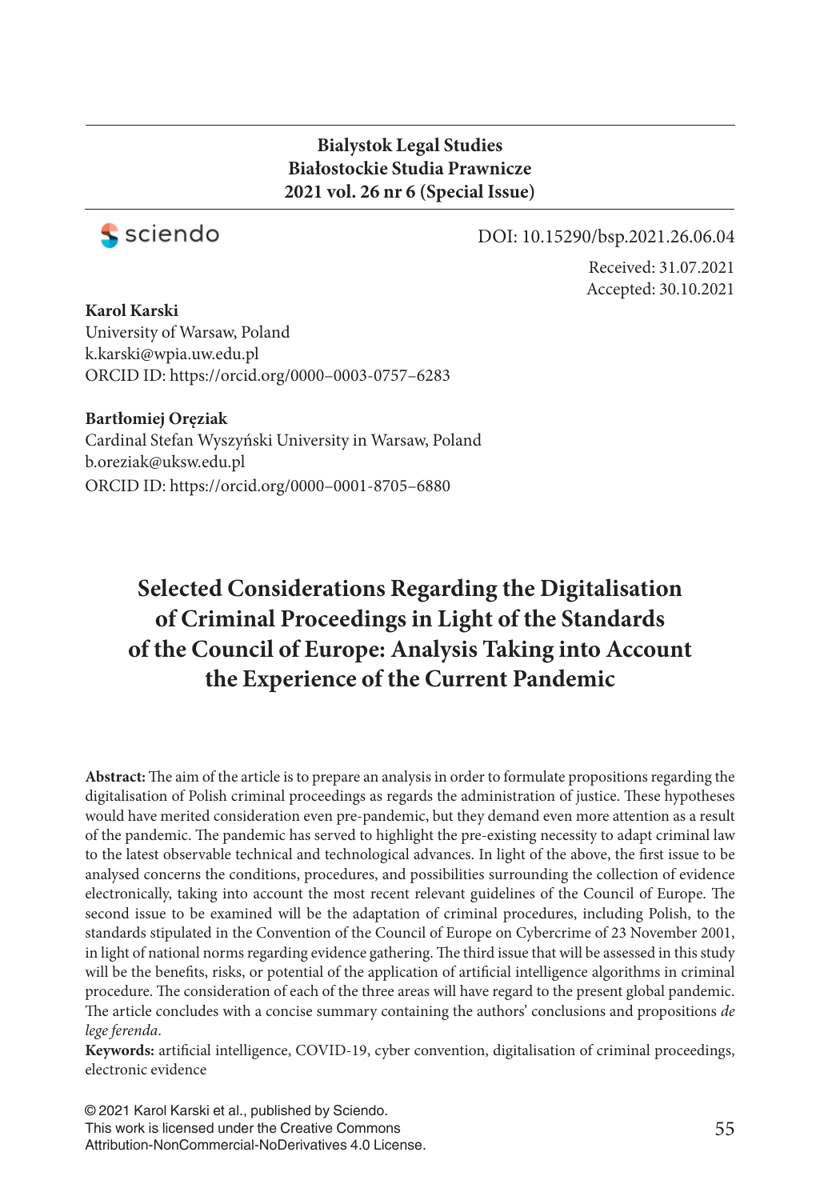**Bialystok Legal Studies**
**Białostockie Studia Prawnicze**
**2021 vol. 26 nr 6 (Special Issue)**

sciendo

DOI: 10.15290/bsp.2021.26.06.04

Received: 31.07.2021
Accepted: 30.10.2021

**Karol Karski**
University of Warsaw, Poland
k.karski@wpia.uw.edu.pl
ORCID ID: https://orcid.org/0000–0003-0757–6283

**Bartłomiej Oręziak**
Cardinal Stefan Wyszyński University in Warsaw, Poland
b.oreziak@uksw.edu.pl
ORCID ID: https://orcid.org/0000–0001-8705–6880

# Selected Considerations Regarding the Digitalisation of Criminal Proceedings in Light of the Standards of the Council of Europe: Analysis Taking into Account the Experience of the Current Pandemic

**Abstract:** The aim of the article is to prepare an analysis in order to formulate propositions regarding the digitalisation of Polish criminal proceedings as regards the administration of justice. These hypotheses would have merited consideration even pre-pandemic, but they demand even more attention as a result of the pandemic. The pandemic has served to highlight the pre-existing necessity to adapt criminal law to the latest observable technical and technological advances. In light of the above, the first issue to be analysed concerns the conditions, procedures, and possibilities surrounding the collection of evidence electronically, taking into account the most recent relevant guidelines of the Council of Europe. The second issue to be examined will be the adaptation of criminal procedures, including Polish, to the standards stipulated in the Convention of the Council of Europe on Cybercrime of 23 November 2001, in light of national norms regarding evidence gathering. The third issue that will be assessed in this study will be the benefits, risks, or potential of the application of artificial intelligence algorithms in criminal procedure. The consideration of each of the three areas will have regard to the present global pandemic. The article concludes with a concise summary containing the authors' conclusions and propositions *de lege ferenda*.

**Keywords:** artificial intelligence, COVID-19, cyber convention, digitalisation of criminal proceedings, electronic evidence

© 2021 Karol Karski et al., published by Sciendo.
This work is licensed under the Creative Commons Attribution-NonCommercial-NoDerivatives 4.0 License.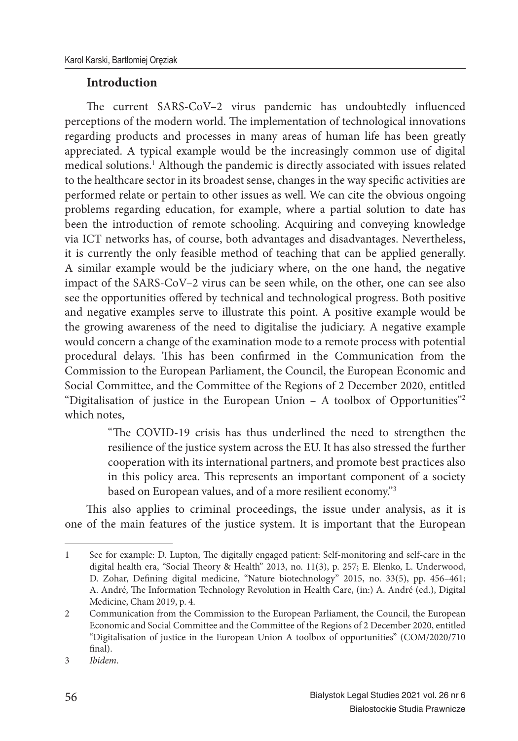## Introduction

The current SARS-CoV–2 virus pandemic has undoubtedly influenced perceptions of the modern world. The implementation of technological innovations regarding products and processes in many areas of human life has been greatly appreciated. A typical example would be the increasingly common use of digital medical solutions.[1] Although the pandemic is directly associated with issues related to the healthcare sector in its broadest sense, changes in the way specific activities are performed relate or pertain to other issues as well. We can cite the obvious ongoing problems regarding education, for example, where a partial solution to date has been the introduction of remote schooling. Acquiring and conveying knowledge via ICT networks has, of course, both advantages and disadvantages. Nevertheless, it is currently the only feasible method of teaching that can be applied generally. A similar example would be the judiciary where, on the one hand, the negative impact of the SARS-CoV–2 virus can be seen while, on the other, one can see also see the opportunities offered by technical and technological progress. Both positive and negative examples serve to illustrate this point. A positive example would be the growing awareness of the need to digitalise the judiciary. A negative example would concern a change of the examination mode to a remote process with potential procedural delays. This has been confirmed in the Communication from the Commission to the European Parliament, the Council, the European Economic and Social Committee, and the Committee of the Regions of 2 December 2020, entitled "Digitalisation of justice in the European Union – A toolbox of Opportunities"[2] which notes,

> "The COVID-19 crisis has thus underlined the need to strengthen the resilience of the justice system across the EU. It has also stressed the further cooperation with its international partners, and promote best practices also in this policy area. This represents an important component of a society based on European values, and of a more resilient economy."[3]

This also applies to criminal proceedings, the issue under analysis, as it is one of the main features of the justice system. It is important that the European

---

1 See for example: D. Lupton, The digitally engaged patient: Self-monitoring and self-care in the digital health era, "Social Theory & Health" 2013, no. 11(3), p. 257; E. Elenko, L. Underwood, D. Zohar, Defining digital medicine, "Nature biotechnology" 2015, no. 33(5), pp. 456–461; A. André, The Information Technology Revolution in Health Care, (in:) A. André (ed.), Digital Medicine, Cham 2019, p. 4.

2 Communication from the Commission to the European Parliament, the Council, the European Economic and Social Committee and the Committee of the Regions of 2 December 2020, entitled "Digitalisation of justice in the European Union A toolbox of opportunities" (COM/2020/710 final).

3 *Ibidem*.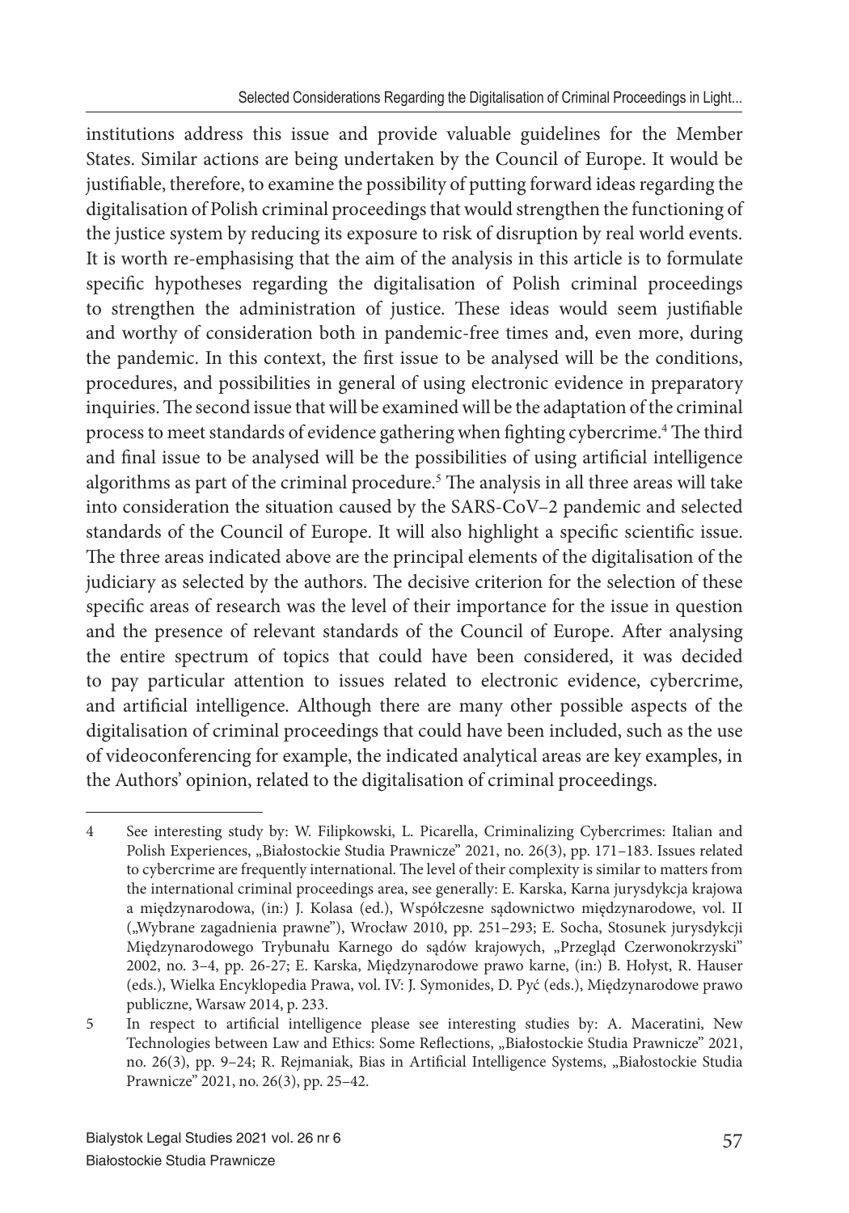institutions address this issue and provide valuable guidelines for the Member States. Similar actions are being undertaken by the Council of Europe. It would be justifiable, therefore, to examine the possibility of putting forward ideas regarding the digitalisation of Polish criminal proceedings that would strengthen the functioning of the justice system by reducing its exposure to risk of disruption by real world events. It is worth re-emphasising that the aim of the analysis in this article is to formulate specific hypotheses regarding the digitalisation of Polish criminal proceedings to strengthen the administration of justice. These ideas would seem justifiable and worthy of consideration both in pandemic-free times and, even more, during the pandemic. In this context, the first issue to be analysed will be the conditions, procedures, and possibilities in general of using electronic evidence in preparatory inquiries. The second issue that will be examined will be the adaptation of the criminal process to meet standards of evidence gathering when fighting cybercrime.[4] The third and final issue to be analysed will be the possibilities of using artificial intelligence algorithms as part of the criminal procedure.[5] The analysis in all three areas will take into consideration the situation caused by the SARS-CoV–2 pandemic and selected standards of the Council of Europe. It will also highlight a specific scientific issue. The three areas indicated above are the principal elements of the digitalisation of the judiciary as selected by the authors. The decisive criterion for the selection of these specific areas of research was the level of their importance for the issue in question and the presence of relevant standards of the Council of Europe. After analysing the entire spectrum of topics that could have been considered, it was decided to pay particular attention to issues related to electronic evidence, cybercrime, and artificial intelligence. Although there are many other possible aspects of the digitalisation of criminal proceedings that could have been included, such as the use of videoconferencing for example, the indicated analytical areas are key examples, in the Authors' opinion, related to the digitalisation of criminal proceedings.

---

4 See interesting study by: W. Filipkowski, L. Picarella, Criminalizing Cybercrimes: Italian and Polish Experiences, „Białostockie Studia Prawnicze" 2021, no. 26(3), pp. 171–183. Issues related to cybercrime are frequently international. The level of their complexity is similar to matters from the international criminal proceedings area, see generally: E. Karska, Karna jurysdykcja krajowa a międzynarodowa, (in:) J. Kolasa (ed.), Współczesne sądownictwo międzynarodowe, vol. II („Wybrane zagadnienia prawne"), Wrocław 2010, pp. 251–293; E. Socha, Stosunek jurysdykcji Międzynarodowego Trybunału Karnego do sądów krajowych, „Przegląd Czerwonokrzyski" 2002, no. 3–4, pp. 26-27; E. Karska, Międzynarodowe prawo karne, (in:) B. Hołyst, R. Hauser (eds.), Wielka Encyklopedia Prawa, vol. IV: J. Symonides, D. Pyć (eds.), Międzynarodowe prawo publiczne, Warsaw 2014, p. 233.

5 In respect to artificial intelligence please see interesting studies by: A. Maceratini, New Technologies between Law and Ethics: Some Reflections, „Białostockie Studia Prawnicze" 2021, no. 26(3), pp. 9–24; R. Rejmaniak, Bias in Artificial Intelligence Systems, „Białostockie Studia Prawnicze" 2021, no. 26(3), pp. 25–42.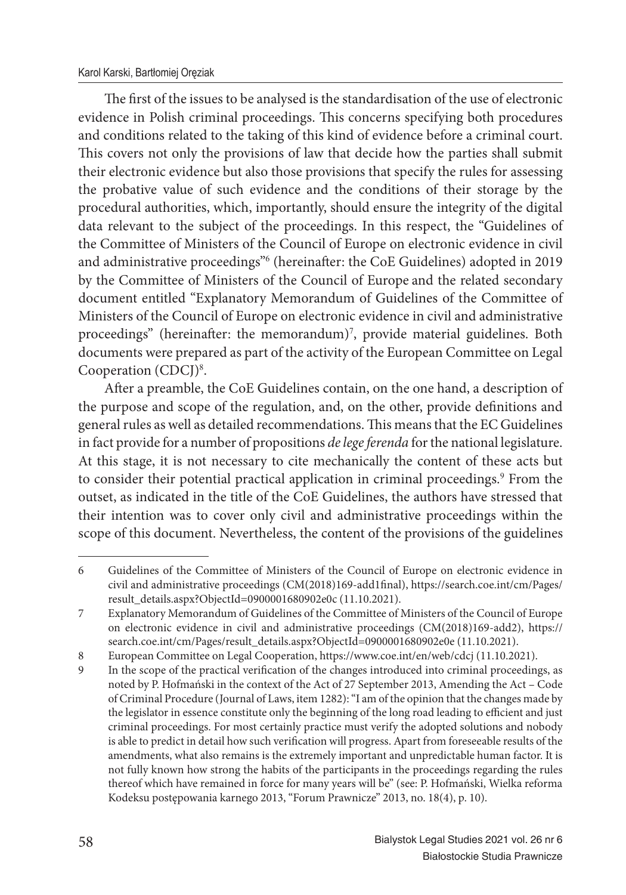The first of the issues to be analysed is the standardisation of the use of electronic evidence in Polish criminal proceedings. This concerns specifying both procedures and conditions related to the taking of this kind of evidence before a criminal court. This covers not only the provisions of law that decide how the parties shall submit their electronic evidence but also those provisions that specify the rules for assessing the probative value of such evidence and the conditions of their storage by the procedural authorities, which, importantly, should ensure the integrity of the digital data relevant to the subject of the proceedings. In this respect, the "Guidelines of the Committee of Ministers of the Council of Europe on electronic evidence in civil and administrative proceedings"[6] (hereinafter: the CoE Guidelines) adopted in 2019 by the Committee of Ministers of the Council of Europe and the related secondary document entitled "Explanatory Memorandum of Guidelines of the Committee of Ministers of the Council of Europe on electronic evidence in civil and administrative proceedings" (hereinafter: the memorandum)[7], provide material guidelines. Both documents were prepared as part of the activity of the European Committee on Legal Cooperation (CDCJ)[8].

After a preamble, the CoE Guidelines contain, on the one hand, a description of the purpose and scope of the regulation, and, on the other, provide definitions and general rules as well as detailed recommendations. This means that the EC Guidelines in fact provide for a number of propositions *de lege ferenda* for the national legislature. At this stage, it is not necessary to cite mechanically the content of these acts but to consider their potential practical application in criminal proceedings.[9] From the outset, as indicated in the title of the CoE Guidelines, the authors have stressed that their intention was to cover only civil and administrative proceedings within the scope of this document. Nevertheless, the content of the provisions of the guidelines

---

6 Guidelines of the Committee of Ministers of the Council of Europe on electronic evidence in civil and administrative proceedings (CM(2018)169-add1final), https://search.coe.int/cm/Pages/result_details.aspx?ObjectId=0900001680902e0c (11.10.2021).

7 Explanatory Memorandum of Guidelines of the Committee of Ministers of the Council of Europe on electronic evidence in civil and administrative proceedings (CM(2018)169-add2), https://search.coe.int/cm/Pages/result_details.aspx?ObjectId=0900001680902e0e (11.10.2021).

8 European Committee on Legal Cooperation, https://www.coe.int/en/web/cdcj (11.10.2021).

9 In the scope of the practical verification of the changes introduced into criminal proceedings, as noted by P. Hofmański in the context of the Act of 27 September 2013, Amending the Act – Code of Criminal Procedure (Journal of Laws, item 1282): "I am of the opinion that the changes made by the legislator in essence constitute only the beginning of the long road leading to efficient and just criminal proceedings. For most certainly practice must verify the adopted solutions and nobody is able to predict in detail how such verification will progress. Apart from foreseeable results of the amendments, what also remains is the extremely important and unpredictable human factor. It is not fully known how strong the habits of the participants in the proceedings regarding the rules thereof which have remained in force for many years will be" (see: P. Hofmański, Wielka reforma Kodeksu postępowania karnego 2013, "Forum Prawnicze" 2013, no. 18(4), p. 10).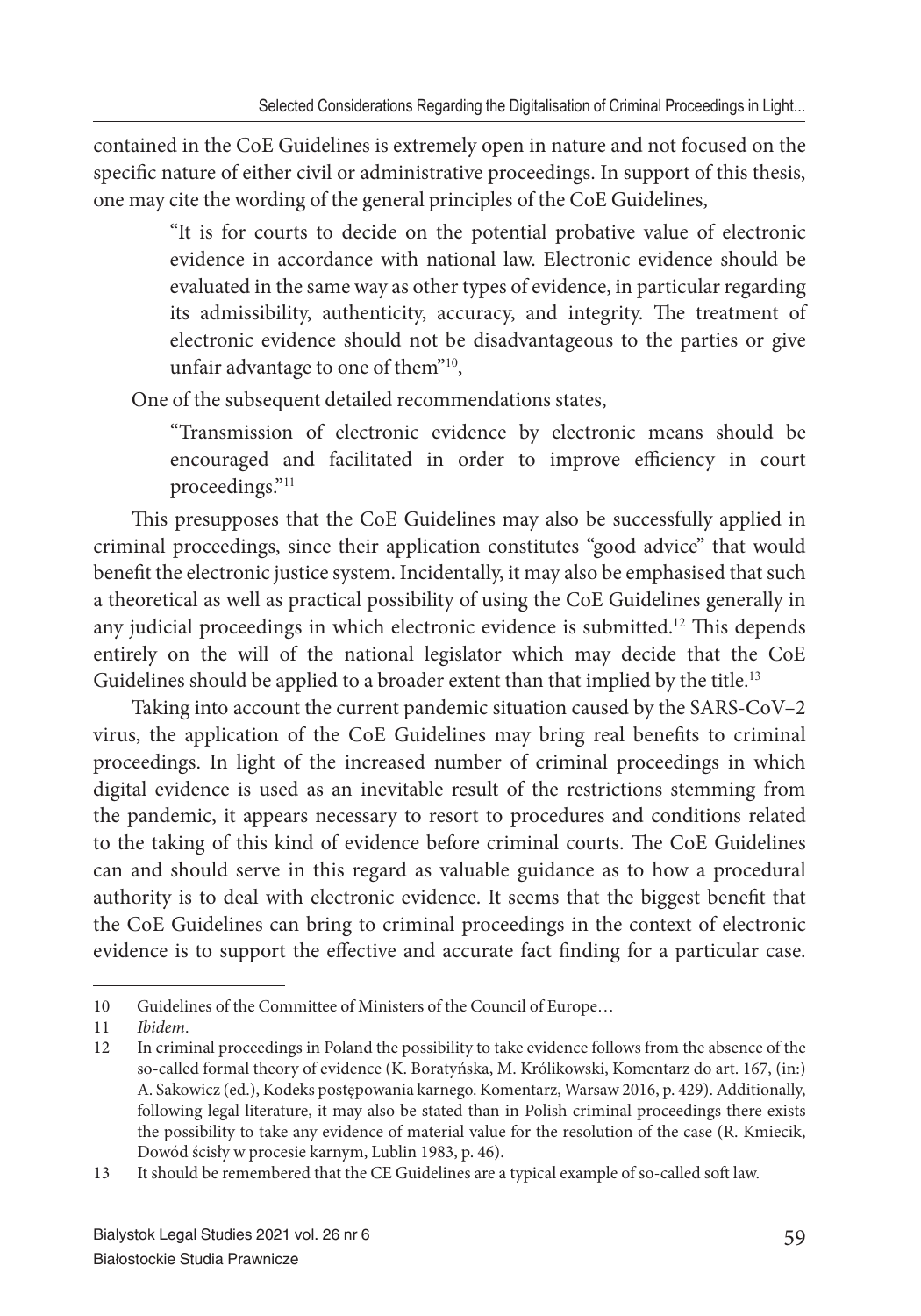contained in the CoE Guidelines is extremely open in nature and not focused on the specific nature of either civil or administrative proceedings. In support of this thesis, one may cite the wording of the general principles of the CoE Guidelines,

> "It is for courts to decide on the potential probative value of electronic evidence in accordance with national law. Electronic evidence should be evaluated in the same way as other types of evidence, in particular regarding its admissibility, authenticity, accuracy, and integrity. The treatment of electronic evidence should not be disadvantageous to the parties or give unfair advantage to one of them"[10],

One of the subsequent detailed recommendations states,

> "Transmission of electronic evidence by electronic means should be encouraged and facilitated in order to improve efficiency in court proceedings."[11]

This presupposes that the CoE Guidelines may also be successfully applied in criminal proceedings, since their application constitutes "good advice" that would benefit the electronic justice system. Incidentally, it may also be emphasised that such a theoretical as well as practical possibility of using the CoE Guidelines generally in any judicial proceedings in which electronic evidence is submitted.[12] This depends entirely on the will of the national legislator which may decide that the CoE Guidelines should be applied to a broader extent than that implied by the title.[13]

Taking into account the current pandemic situation caused by the SARS-CoV–2 virus, the application of the CoE Guidelines may bring real benefits to criminal proceedings. In light of the increased number of criminal proceedings in which digital evidence is used as an inevitable result of the restrictions stemming from the pandemic, it appears necessary to resort to procedures and conditions related to the taking of this kind of evidence before criminal courts. The CoE Guidelines can and should serve in this regard as valuable guidance as to how a procedural authority is to deal with electronic evidence. It seems that the biggest benefit that the CoE Guidelines can bring to criminal proceedings in the context of electronic evidence is to support the effective and accurate fact finding for a particular case.

---

10 Guidelines of the Committee of Ministers of the Council of Europe…

11 *Ibidem*.

12 In criminal proceedings in Poland the possibility to take evidence follows from the absence of the so-called formal theory of evidence (K. Boratyńska, M. Królikowski, Komentarz do art. 167, (in:) A. Sakowicz (ed.), Kodeks postępowania karnego. Komentarz, Warsaw 2016, p. 429). Additionally, following legal literature, it may also be stated than in Polish criminal proceedings there exists the possibility to take any evidence of material value for the resolution of the case (R. Kmiecik, Dowód ścisły w procesie karnym, Lublin 1983, p. 46).

13 It should be remembered that the CE Guidelines are a typical example of so-called soft law.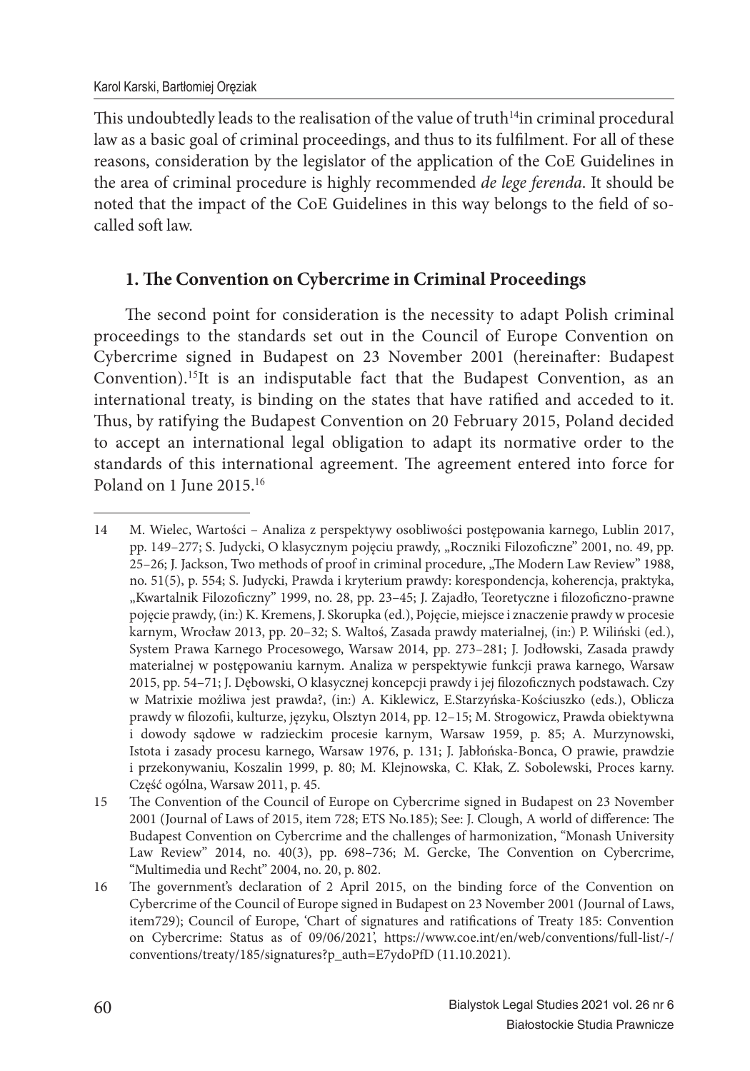This undoubtedly leads to the realisation of the value of truth[14]in criminal procedural law as a basic goal of criminal proceedings, and thus to its fulfilment. For all of these reasons, consideration by the legislator of the application of the CoE Guidelines in the area of criminal procedure is highly recommended *de lege ferenda*. It should be noted that the impact of the CoE Guidelines in this way belongs to the field of so-called soft law.

## 1. The Convention on Cybercrime in Criminal Proceedings

The second point for consideration is the necessity to adapt Polish criminal proceedings to the standards set out in the Council of Europe Convention on Cybercrime signed in Budapest on 23 November 2001 (hereinafter: Budapest Convention).[15]It is an indisputable fact that the Budapest Convention, as an international treaty, is binding on the states that have ratified and acceded to it. Thus, by ratifying the Budapest Convention on 20 February 2015, Poland decided to accept an international legal obligation to adapt its normative order to the standards of this international agreement. The agreement entered into force for Poland on 1 June 2015.[16]

---

14 M. Wielec, Wartości – Analiza z perspektywy osobliwości postępowania karnego, Lublin 2017, pp. 149–277; S. Judycki, O klasycznym pojęciu prawdy, „Roczniki Filozoficzne" 2001, no. 49, pp. 25–26; J. Jackson, Two methods of proof in criminal procedure, „The Modern Law Review" 1988, no. 51(5), p. 554; S. Judycki, Prawda i kryterium prawdy: korespondencja, koherencja, praktyka, „Kwartalnik Filozoficzny" 1999, no. 28, pp. 23–45; J. Zajadło, Teoretyczne i filozoficzno-prawne pojęcie prawdy, (in:) K. Kremens, J. Skorupka (ed.), Pojęcie, miejsce i znaczenie prawdy w procesie karnym, Wrocław 2013, pp. 20–32; S. Waltoś, Zasada prawdy materialnej, (in:) P. Wiliński (ed.), System Prawa Karnego Procesowego, Warsaw 2014, pp. 273–281; J. Jodłowski, Zasada prawdy materialnej w postępowaniu karnym. Analiza w perspektywie funkcji prawa karnego, Warsaw 2015, pp. 54–71; J. Dębowski, O klasycznej koncepcji prawdy i jej filozoficznych podstawach. Czy w Matrixie możliwa jest prawda?, (in:) A. Kiklewicz, E.Starzyńska-Kościuszko (eds.), Oblicza prawdy w filozofii, kulturze, języku, Olsztyn 2014, pp. 12–15; M. Strogowicz, Prawda obiektywna i dowody sądowe w radzieckim procesie karnym, Warsaw 1959, p. 85; A. Murzynowski, Istota i zasady procesu karnego, Warsaw 1976, p. 131; J. Jabłońska-Bonca, O prawie, prawdzie i przekonywaniu, Koszalin 1999, p. 80; M. Klejnowska, C. Kłak, Z. Sobolewski, Proces karny. Część ogólna, Warsaw 2011, p. 45.

15 The Convention of the Council of Europe on Cybercrime signed in Budapest on 23 November 2001 (Journal of Laws of 2015, item 728; ETS No.185); See: J. Clough, A world of difference: The Budapest Convention on Cybercrime and the challenges of harmonization, "Monash University Law Review" 2014, no. 40(3), pp. 698–736; M. Gercke, The Convention on Cybercrime, "Multimedia und Recht" 2004, no. 20, p. 802.

16 The government's declaration of 2 April 2015, on the binding force of the Convention on Cybercrime of the Council of Europe signed in Budapest on 23 November 2001 (Journal of Laws, item729); Council of Europe, 'Chart of signatures and ratifications of Treaty 185: Convention on Cybercrime: Status as of 09/06/2021', https://www.coe.int/en/web/conventions/full-list/-/conventions/treaty/185/signatures?p_auth=E7ydoPfD (11.10.2021).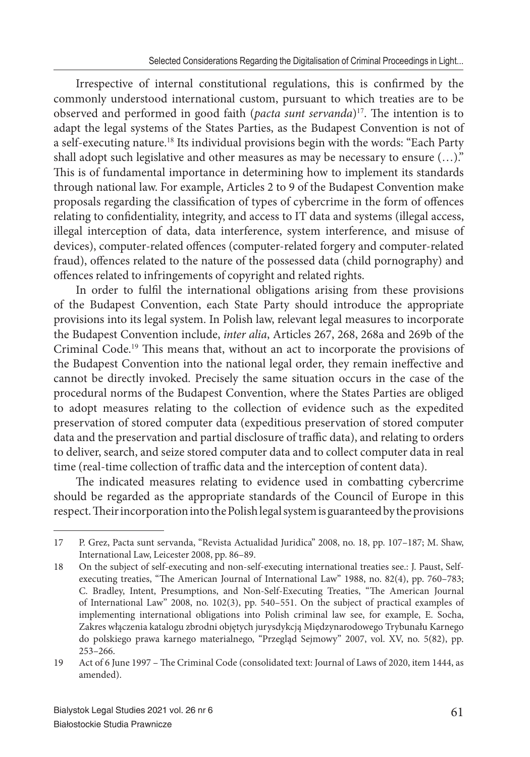Irrespective of internal constitutional regulations, this is confirmed by the commonly understood international custom, pursuant to which treaties are to be observed and performed in good faith (*pacta sunt servanda*)[17]. The intention is to adapt the legal systems of the States Parties, as the Budapest Convention is not of a self-executing nature.[18] Its individual provisions begin with the words: "Each Party shall adopt such legislative and other measures as may be necessary to ensure (…)." This is of fundamental importance in determining how to implement its standards through national law. For example, Articles 2 to 9 of the Budapest Convention make proposals regarding the classification of types of cybercrime in the form of offences relating to confidentiality, integrity, and access to IT data and systems (illegal access, illegal interception of data, data interference, system interference, and misuse of devices), computer-related offences (computer-related forgery and computer-related fraud), offences related to the nature of the possessed data (child pornography) and offences related to infringements of copyright and related rights.

In order to fulfil the international obligations arising from these provisions of the Budapest Convention, each State Party should introduce the appropriate provisions into its legal system. In Polish law, relevant legal measures to incorporate the Budapest Convention include, *inter alia*, Articles 267, 268, 268a and 269b of the Criminal Code.[19] This means that, without an act to incorporate the provisions of the Budapest Convention into the national legal order, they remain ineffective and cannot be directly invoked. Precisely the same situation occurs in the case of the procedural norms of the Budapest Convention, where the States Parties are obliged to adopt measures relating to the collection of evidence such as the expedited preservation of stored computer data (expeditious preservation of stored computer data and the preservation and partial disclosure of traffic data), and relating to orders to deliver, search, and seize stored computer data and to collect computer data in real time (real-time collection of traffic data and the interception of content data).

The indicated measures relating to evidence used in combatting cybercrime should be regarded as the appropriate standards of the Council of Europe in this respect. Their incorporation into the Polish legal system is guaranteed by the provisions

---

17 P. Grez, Pacta sunt servanda, "Revista Actualidad Juridica" 2008, no. 18, pp. 107–187; M. Shaw, International Law, Leicester 2008, pp. 86–89.

18 On the subject of self-executing and non-self-executing international treaties see.: J. Paust, Self-executing treaties, "The American Journal of International Law" 1988, no. 82(4), pp. 760–783; C. Bradley, Intent, Presumptions, and Non-Self-Executing Treaties, "The American Journal of International Law" 2008, no. 102(3), pp. 540–551. On the subject of practical examples of implementing international obligations into Polish criminal law see, for example, E. Socha, Zakres włączenia katalogu zbrodni objętych jurysdykcją Międzynarodowego Trybunału Karnego do polskiego prawa karnego materialnego, "Przegląd Sejmowy" 2007, vol. XV, no. 5(82), pp. 253–266.

19 Act of 6 June 1997 – The Criminal Code (consolidated text: Journal of Laws of 2020, item 1444, as amended).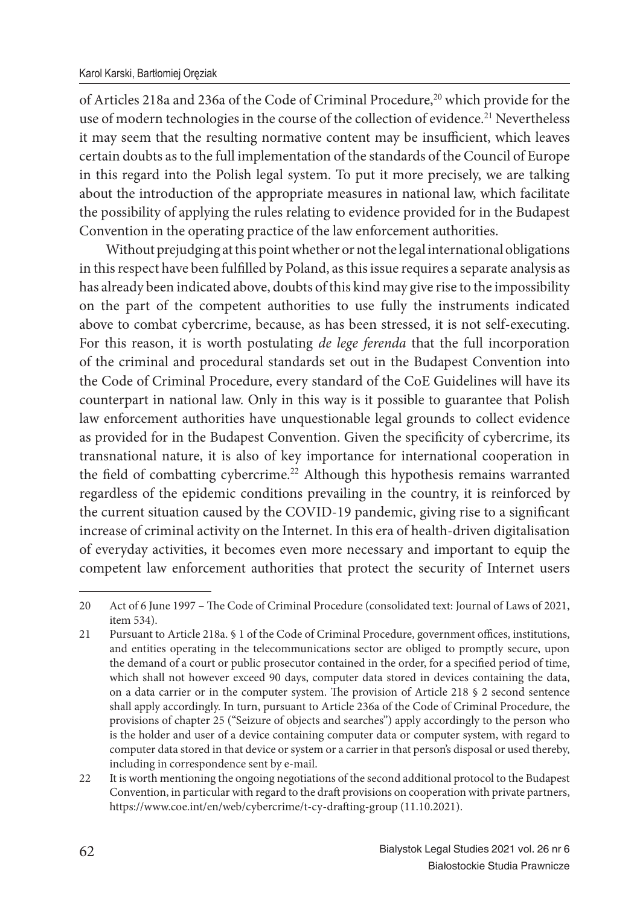of Articles 218a and 236a of the Code of Criminal Procedure,[20] which provide for the use of modern technologies in the course of the collection of evidence.[21] Nevertheless it may seem that the resulting normative content may be insufficient, which leaves certain doubts as to the full implementation of the standards of the Council of Europe in this regard into the Polish legal system. To put it more precisely, we are talking about the introduction of the appropriate measures in national law, which facilitate the possibility of applying the rules relating to evidence provided for in the Budapest Convention in the operating practice of the law enforcement authorities.

Without prejudging at this point whether or not the legal international obligations in this respect have been fulfilled by Poland, as this issue requires a separate analysis as has already been indicated above, doubts of this kind may give rise to the impossibility on the part of the competent authorities to use fully the instruments indicated above to combat cybercrime, because, as has been stressed, it is not self-executing. For this reason, it is worth postulating *de lege ferenda* that the full incorporation of the criminal and procedural standards set out in the Budapest Convention into the Code of Criminal Procedure, every standard of the CoE Guidelines will have its counterpart in national law. Only in this way is it possible to guarantee that Polish law enforcement authorities have unquestionable legal grounds to collect evidence as provided for in the Budapest Convention. Given the specificity of cybercrime, its transnational nature, it is also of key importance for international cooperation in the field of combatting cybercrime.[22] Although this hypothesis remains warranted regardless of the epidemic conditions prevailing in the country, it is reinforced by the current situation caused by the COVID-19 pandemic, giving rise to a significant increase of criminal activity on the Internet. In this era of health-driven digitalisation of everyday activities, it becomes even more necessary and important to equip the competent law enforcement authorities that protect the security of Internet users

---

20 Act of 6 June 1997 – The Code of Criminal Procedure (consolidated text: Journal of Laws of 2021, item 534).

21 Pursuant to Article 218a. § 1 of the Code of Criminal Procedure, government offices, institutions, and entities operating in the telecommunications sector are obliged to promptly secure, upon the demand of a court or public prosecutor contained in the order, for a specified period of time, which shall not however exceed 90 days, computer data stored in devices containing the data, on a data carrier or in the computer system. The provision of Article 218 § 2 second sentence shall apply accordingly. In turn, pursuant to Article 236a of the Code of Criminal Procedure, the provisions of chapter 25 ("Seizure of objects and searches") apply accordingly to the person who is the holder and user of a device containing computer data or computer system, with regard to computer data stored in that device or system or a carrier in that person's disposal or used thereby, including in correspondence sent by e-mail.

22 It is worth mentioning the ongoing negotiations of the second additional protocol to the Budapest Convention, in particular with regard to the draft provisions on cooperation with private partners, https://www.coe.int/en/web/cybercrime/t-cy-drafting-group (11.10.2021).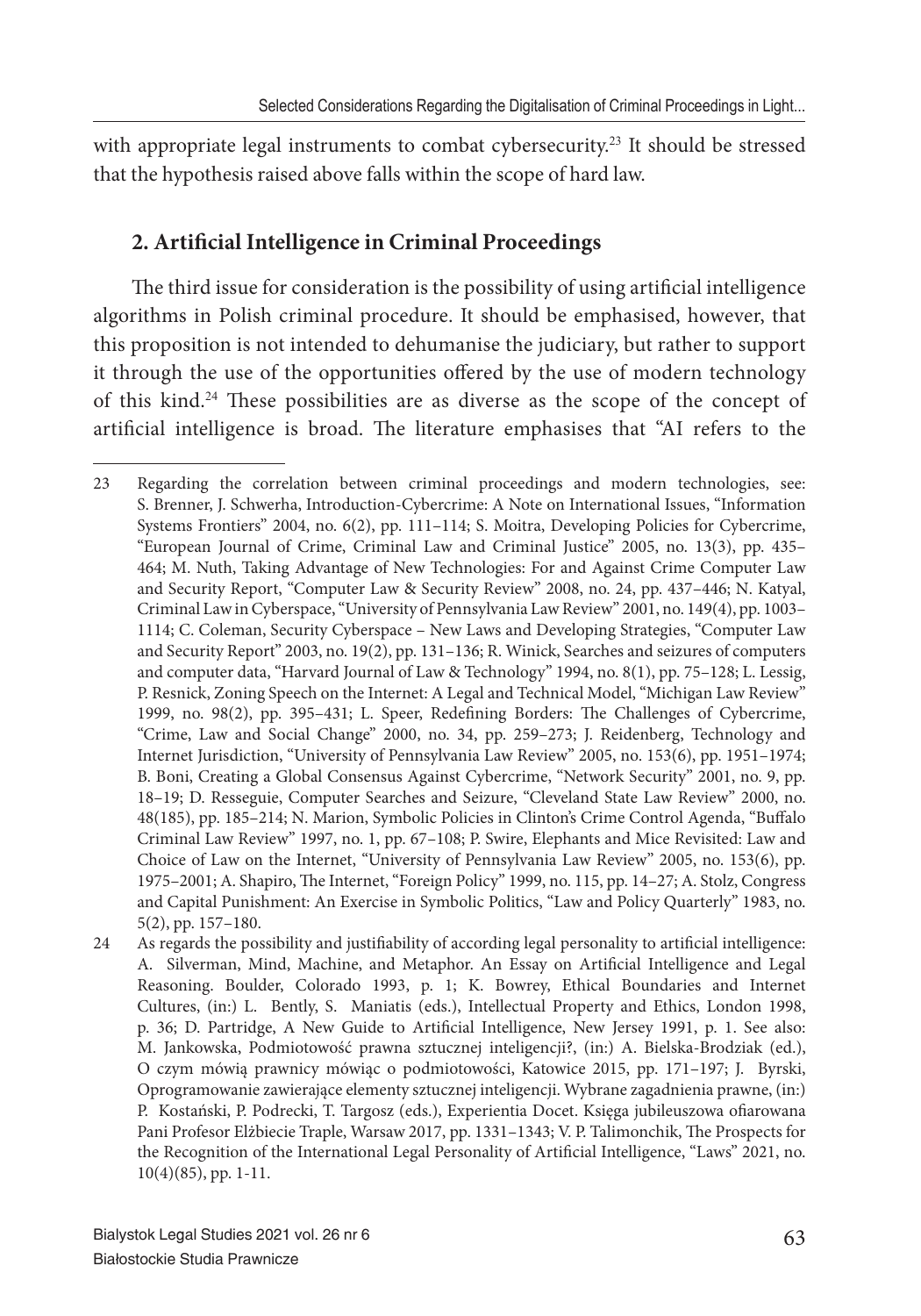with appropriate legal instruments to combat cybersecurity.[23] It should be stressed that the hypothesis raised above falls within the scope of hard law.

## 2. Artificial Intelligence in Criminal Proceedings

The third issue for consideration is the possibility of using artificial intelligence algorithms in Polish criminal procedure. It should be emphasised, however, that this proposition is not intended to dehumanise the judiciary, but rather to support it through the use of the opportunities offered by the use of modern technology of this kind.[24] These possibilities are as diverse as the scope of the concept of artificial intelligence is broad. The literature emphasises that "AI refers to the

---

23 Regarding the correlation between criminal proceedings and modern technologies, see: S. Brenner, J. Schwerha, Introduction-Cybercrime: A Note on International Issues, "Information Systems Frontiers" 2004, no. 6(2), pp. 111–114; S. Moitra, Developing Policies for Cybercrime, "European Journal of Crime, Criminal Law and Criminal Justice" 2005, no. 13(3), pp. 435–464; M. Nuth, Taking Advantage of New Technologies: For and Against Crime Computer Law and Security Report, "Computer Law & Security Review" 2008, no. 24, pp. 437–446; N. Katyal, Criminal Law in Cyberspace, "University of Pennsylvania Law Review" 2001, no. 149(4), pp. 1003–1114; C. Coleman, Security Cyberspace – New Laws and Developing Strategies, "Computer Law and Security Report" 2003, no. 19(2), pp. 131–136; R. Winick, Searches and seizures of computers and computer data, "Harvard Journal of Law & Technology" 1994, no. 8(1), pp. 75–128; L. Lessig, P. Resnick, Zoning Speech on the Internet: A Legal and Technical Model, "Michigan Law Review" 1999, no. 98(2), pp. 395–431; L. Speer, Redefining Borders: The Challenges of Cybercrime, "Crime, Law and Social Change" 2000, no. 34, pp. 259–273; J. Reidenberg, Technology and Internet Jurisdiction, "University of Pennsylvania Law Review" 2005, no. 153(6), pp. 1951–1974; B. Boni, Creating a Global Consensus Against Cybercrime, "Network Security" 2001, no. 9, pp. 18–19; D. Resseguie, Computer Searches and Seizure, "Cleveland State Law Review" 2000, no. 48(185), pp. 185–214; N. Marion, Symbolic Policies in Clinton's Crime Control Agenda, "Buffalo Criminal Law Review" 1997, no. 1, pp. 67–108; P. Swire, Elephants and Mice Revisited: Law and Choice of Law on the Internet, "University of Pennsylvania Law Review" 2005, no. 153(6), pp. 1975–2001; A. Shapiro, The Internet, "Foreign Policy" 1999, no. 115, pp. 14–27; A. Stolz, Congress and Capital Punishment: An Exercise in Symbolic Politics, "Law and Policy Quarterly" 1983, no. 5(2), pp. 157–180.

24 As regards the possibility and justifiability of according legal personality to artificial intelligence: A. Silverman, Mind, Machine, and Metaphor. An Essay on Artificial Intelligence and Legal Reasoning. Boulder, Colorado 1993, p. 1; K. Bowrey, Ethical Boundaries and Internet Cultures, (in:) L. Bently, S. Maniatis (eds.), Intellectual Property and Ethics, London 1998, p. 36; D. Partridge, A New Guide to Artificial Intelligence, New Jersey 1991, p. 1. See also: M. Jankowska, Podmiotowość prawna sztucznej inteligencji?, (in:) A. Bielska-Brodziak (ed.), O czym mówią prawnicy mówiąc o podmiotowości, Katowice 2015, pp. 171–197; J. Byrski, Oprogramowanie zawierające elementy sztucznej inteligencji. Wybrane zagadnienia prawne, (in:) P. Kostański, P. Podrecki, T. Targosz (eds.), Experientia Docet. Księga jubileuszowa ofiarowana Pani Profesor Elżbiecie Traple, Warsaw 2017, pp. 1331–1343; V. P. Talimonchik, The Prospects for the Recognition of the International Legal Personality of Artificial Intelligence, "Laws" 2021, no. 10(4)(85), pp. 1-11.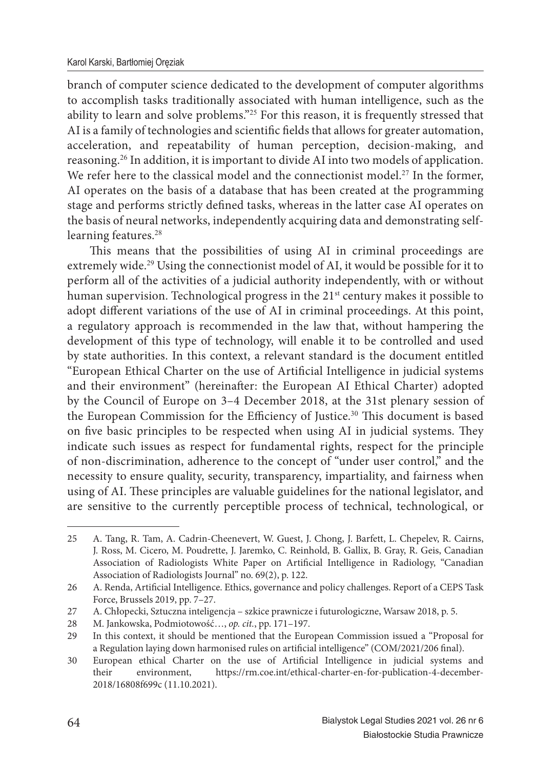branch of computer science dedicated to the development of computer algorithms to accomplish tasks traditionally associated with human intelligence, such as the ability to learn and solve problems."[25] For this reason, it is frequently stressed that AI is a family of technologies and scientific fields that allows for greater automation, acceleration, and repeatability of human perception, decision-making, and reasoning.[26] In addition, it is important to divide AI into two models of application. We refer here to the classical model and the connectionist model.[27] In the former, AI operates on the basis of a database that has been created at the programming stage and performs strictly defined tasks, whereas in the latter case AI operates on the basis of neural networks, independently acquiring data and demonstrating self-learning features.[28]

This means that the possibilities of using AI in criminal proceedings are extremely wide.[29] Using the connectionist model of AI, it would be possible for it to perform all of the activities of a judicial authority independently, with or without human supervision. Technological progress in the 21st century makes it possible to adopt different variations of the use of AI in criminal proceedings. At this point, a regulatory approach is recommended in the law that, without hampering the development of this type of technology, will enable it to be controlled and used by state authorities. In this context, a relevant standard is the document entitled "European Ethical Charter on the use of Artificial Intelligence in judicial systems and their environment" (hereinafter: the European AI Ethical Charter) adopted by the Council of Europe on 3–4 December 2018, at the 31st plenary session of the European Commission for the Efficiency of Justice.[30] This document is based on five basic principles to be respected when using AI in judicial systems. They indicate such issues as respect for fundamental rights, respect for the principle of non-discrimination, adherence to the concept of "under user control," and the necessity to ensure quality, security, transparency, impartiality, and fairness when using of AI. These principles are valuable guidelines for the national legislator, and are sensitive to the currently perceptible process of technical, technological, or

---

25 A. Tang, R. Tam, A. Cadrin-Cheenevert, W. Guest, J. Chong, J. Barfett, L. Chepelev, R. Cairns, J. Ross, M. Cicero, M. Poudrette, J. Jaremko, C. Reinhold, B. Gallix, B. Gray, R. Geis, Canadian Association of Radiologists White Paper on Artificial Intelligence in Radiology, "Canadian Association of Radiologists Journal" no. 69(2), p. 122.

26 A. Renda, Artificial Intelligence. Ethics, governance and policy challenges. Report of a CEPS Task Force, Brussels 2019, pp. 7–27.

27 A. Chłopecki, Sztuczna inteligencja – szkice prawnicze i futurologiczne, Warsaw 2018, p. 5.

28 M. Jankowska, Podmiotowość…, *op. cit.*, pp. 171–197.

29 In this context, it should be mentioned that the European Commission issued a "Proposal for a Regulation laying down harmonised rules on artificial intelligence" (COM/2021/206 final).

30 European ethical Charter on the use of Artificial Intelligence in judicial systems and their environment, https://rm.coe.int/ethical-charter-en-for-publication-4-december-2018/16808f699c (11.10.2021).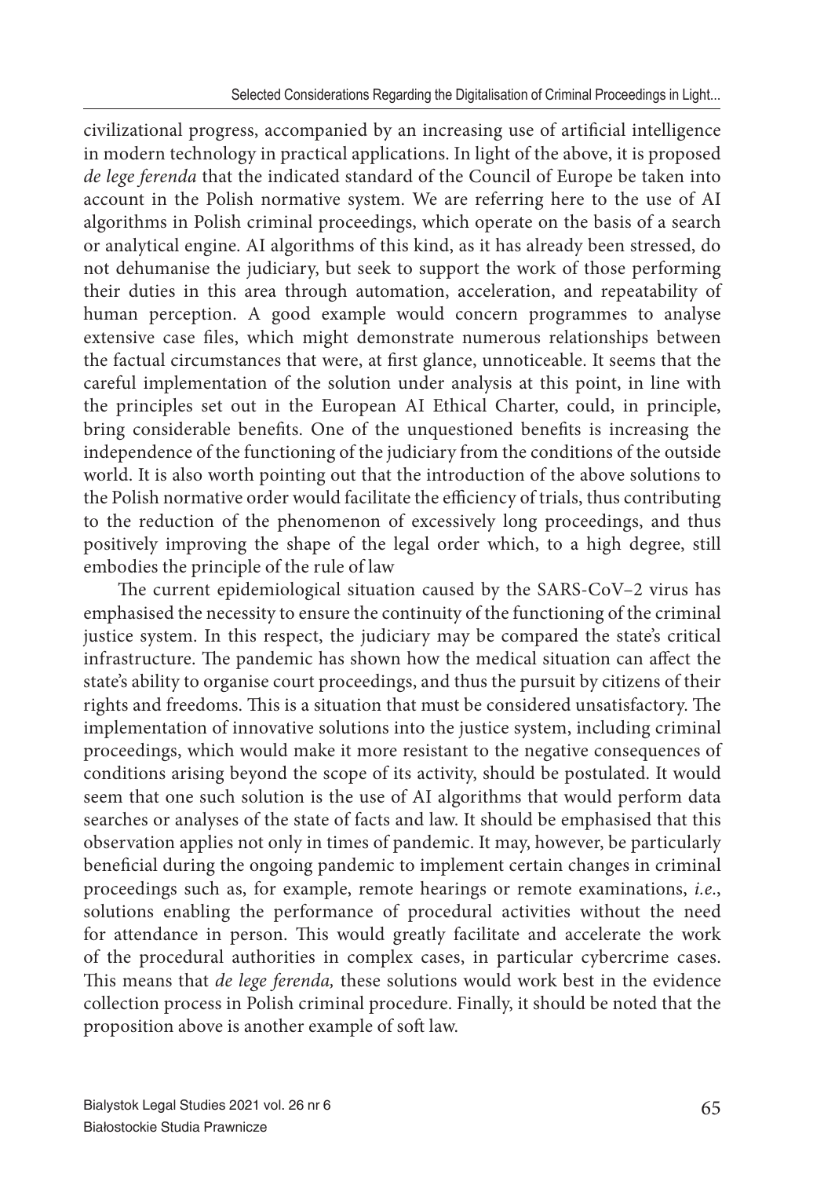civilizational progress, accompanied by an increasing use of artificial intelligence in modern technology in practical applications. In light of the above, it is proposed *de lege ferenda* that the indicated standard of the Council of Europe be taken into account in the Polish normative system. We are referring here to the use of AI algorithms in Polish criminal proceedings, which operate on the basis of a search or analytical engine. AI algorithms of this kind, as it has already been stressed, do not dehumanise the judiciary, but seek to support the work of those performing their duties in this area through automation, acceleration, and repeatability of human perception. A good example would concern programmes to analyse extensive case files, which might demonstrate numerous relationships between the factual circumstances that were, at first glance, unnoticeable. It seems that the careful implementation of the solution under analysis at this point, in line with the principles set out in the European AI Ethical Charter, could, in principle, bring considerable benefits. One of the unquestioned benefits is increasing the independence of the functioning of the judiciary from the conditions of the outside world. It is also worth pointing out that the introduction of the above solutions to the Polish normative order would facilitate the efficiency of trials, thus contributing to the reduction of the phenomenon of excessively long proceedings, and thus positively improving the shape of the legal order which, to a high degree, still embodies the principle of the rule of law

The current epidemiological situation caused by the SARS-CoV–2 virus has emphasised the necessity to ensure the continuity of the functioning of the criminal justice system. In this respect, the judiciary may be compared the state's critical infrastructure. The pandemic has shown how the medical situation can affect the state's ability to organise court proceedings, and thus the pursuit by citizens of their rights and freedoms. This is a situation that must be considered unsatisfactory. The implementation of innovative solutions into the justice system, including criminal proceedings, which would make it more resistant to the negative consequences of conditions arising beyond the scope of its activity, should be postulated. It would seem that one such solution is the use of AI algorithms that would perform data searches or analyses of the state of facts and law. It should be emphasised that this observation applies not only in times of pandemic. It may, however, be particularly beneficial during the ongoing pandemic to implement certain changes in criminal proceedings such as, for example, remote hearings or remote examinations, *i.e.*, solutions enabling the performance of procedural activities without the need for attendance in person. This would greatly facilitate and accelerate the work of the procedural authorities in complex cases, in particular cybercrime cases. This means that *de lege ferenda,* these solutions would work best in the evidence collection process in Polish criminal procedure. Finally, it should be noted that the proposition above is another example of soft law.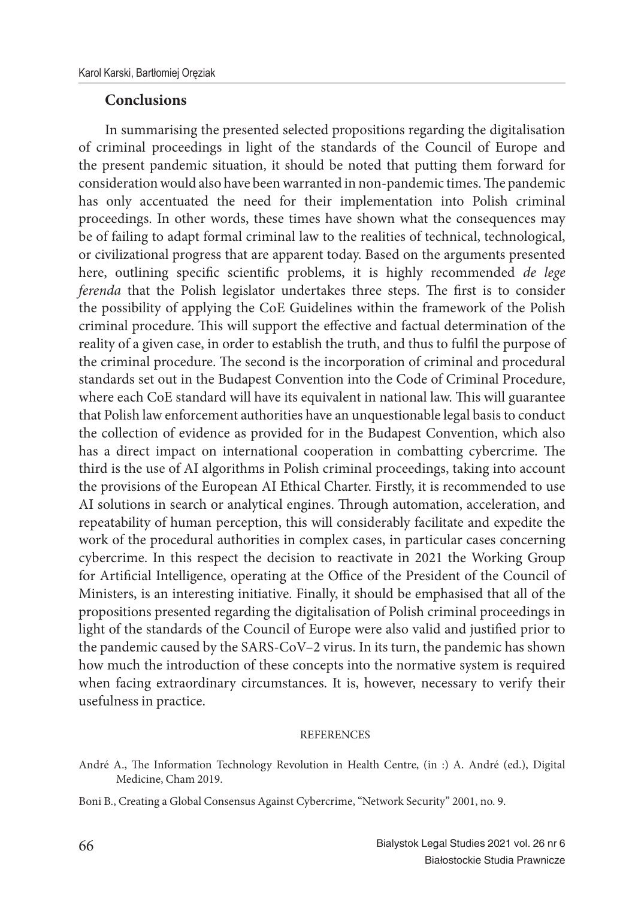## Conclusions

In summarising the presented selected propositions regarding the digitalisation of criminal proceedings in light of the standards of the Council of Europe and the present pandemic situation, it should be noted that putting them forward for consideration would also have been warranted in non-pandemic times. The pandemic has only accentuated the need for their implementation into Polish criminal proceedings. In other words, these times have shown what the consequences may be of failing to adapt formal criminal law to the realities of technical, technological, or civilizational progress that are apparent today. Based on the arguments presented here, outlining specific scientific problems, it is highly recommended *de lege ferenda* that the Polish legislator undertakes three steps. The first is to consider the possibility of applying the CoE Guidelines within the framework of the Polish criminal procedure. This will support the effective and factual determination of the reality of a given case, in order to establish the truth, and thus to fulfil the purpose of the criminal procedure. The second is the incorporation of criminal and procedural standards set out in the Budapest Convention into the Code of Criminal Procedure, where each CoE standard will have its equivalent in national law. This will guarantee that Polish law enforcement authorities have an unquestionable legal basis to conduct the collection of evidence as provided for in the Budapest Convention, which also has a direct impact on international cooperation in combatting cybercrime. The third is the use of AI algorithms in Polish criminal proceedings, taking into account the provisions of the European AI Ethical Charter. Firstly, it is recommended to use AI solutions in search or analytical engines. Through automation, acceleration, and repeatability of human perception, this will considerably facilitate and expedite the work of the procedural authorities in complex cases, in particular cases concerning cybercrime. In this respect the decision to reactivate in 2021 the Working Group for Artificial Intelligence, operating at the Office of the President of the Council of Ministers, is an interesting initiative. Finally, it should be emphasised that all of the propositions presented regarding the digitalisation of Polish criminal proceedings in light of the standards of the Council of Europe were also valid and justified prior to the pandemic caused by the SARS-CoV–2 virus. In its turn, the pandemic has shown how much the introduction of these concepts into the normative system is required when facing extraordinary circumstances. It is, however, necessary to verify their usefulness in practice.

REFERENCES

André A., The Information Technology Revolution in Health Centre, (in :) A. André (ed.), Digital Medicine, Cham 2019.

Boni B., Creating a Global Consensus Against Cybercrime, "Network Security" 2001, no. 9.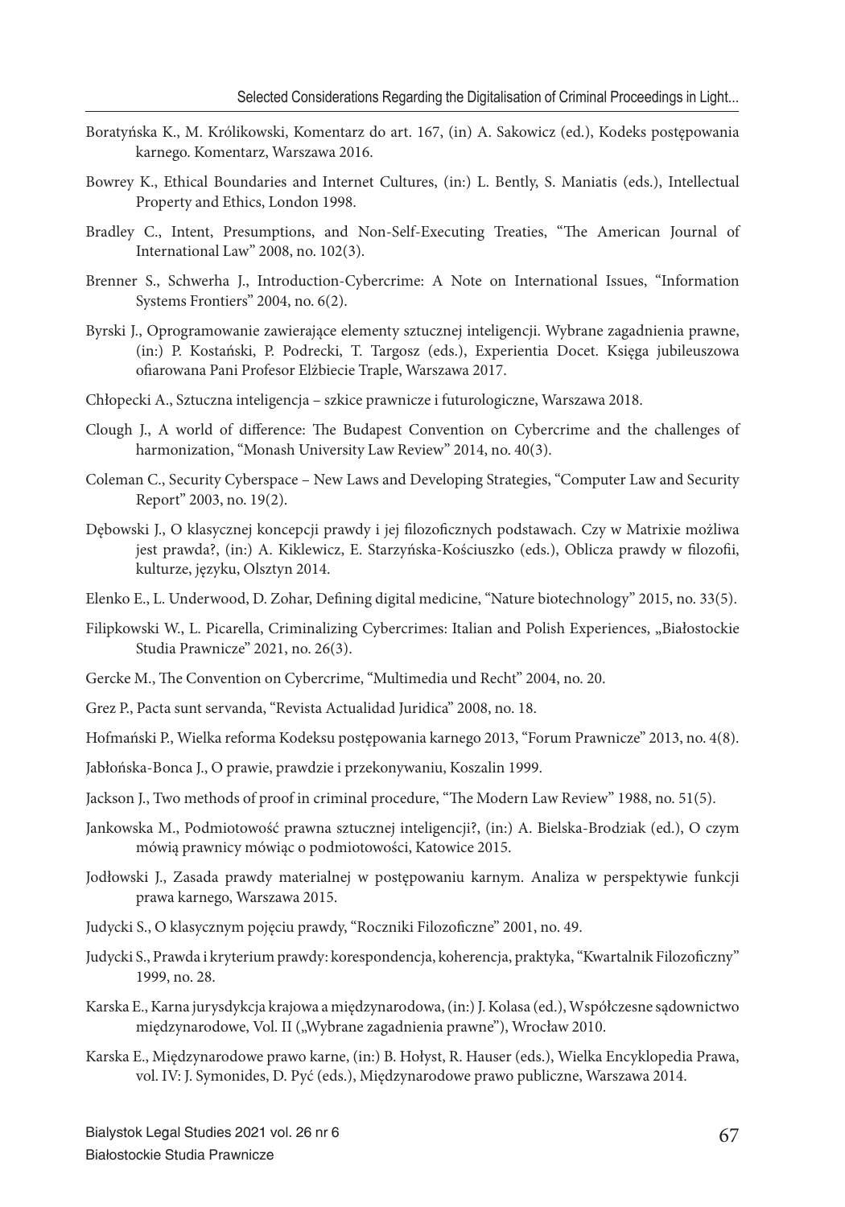Boratyńska K., M. Królikowski, Komentarz do art. 167, (in) A. Sakowicz (ed.), Kodeks postępowania karnego. Komentarz, Warszawa 2016.

Bowrey K., Ethical Boundaries and Internet Cultures, (in:) L. Bently, S. Maniatis (eds.), Intellectual Property and Ethics, London 1998.

Bradley C., Intent, Presumptions, and Non-Self-Executing Treaties, "The American Journal of International Law" 2008, no. 102(3).

Brenner S., Schwerha J., Introduction-Cybercrime: A Note on International Issues, "Information Systems Frontiers" 2004, no. 6(2).

Byrski J., Oprogramowanie zawierające elementy sztucznej inteligencji. Wybrane zagadnienia prawne, (in:) P. Kostański, P. Podrecki, T. Targosz (eds.), Experientia Docet. Księga jubileuszowa ofiarowana Pani Profesor Elżbiecie Traple, Warszawa 2017.

Chłopecki A., Sztuczna inteligencja – szkice prawnicze i futurologiczne, Warszawa 2018.

Clough J., A world of difference: The Budapest Convention on Cybercrime and the challenges of harmonization, "Monash University Law Review" 2014, no. 40(3).

Coleman C., Security Cyberspace – New Laws and Developing Strategies, "Computer Law and Security Report" 2003, no. 19(2).

Dębowski J., O klasycznej koncepcji prawdy i jej filozoficznych podstawach. Czy w Matrixie możliwa jest prawda?, (in:) A. Kiklewicz, E. Starzyńska-Kościuszko (eds.), Oblicza prawdy w filozofii, kulturze, języku, Olsztyn 2014.

Elenko E., L. Underwood, D. Zohar, Defining digital medicine, "Nature biotechnology" 2015, no. 33(5).

Filipkowski W., L. Picarella, Criminalizing Cybercrimes: Italian and Polish Experiences, „Białostockie Studia Prawnicze" 2021, no. 26(3).

Gercke M., The Convention on Cybercrime, "Multimedia und Recht" 2004, no. 20.

Grez P., Pacta sunt servanda, "Revista Actualidad Juridica" 2008, no. 18.

Hofmański P., Wielka reforma Kodeksu postępowania karnego 2013, "Forum Prawnicze" 2013, no. 4(8).

Jabłońska-Bonca J., O prawie, prawdzie i przekonywaniu, Koszalin 1999.

Jackson J., Two methods of proof in criminal procedure, "The Modern Law Review" 1988, no. 51(5).

Jankowska M., Podmiotowość prawna sztucznej inteligencji?, (in:) A. Bielska-Brodziak (ed.), O czym mówią prawnicy mówiąc o podmiotowości, Katowice 2015.

Jodłowski J., Zasada prawdy materialnej w postępowaniu karnym. Analiza w perspektywie funkcji prawa karnego, Warszawa 2015.

Judycki S., O klasycznym pojęciu prawdy, "Roczniki Filozoficzne" 2001, no. 49.

Judycki S., Prawda i kryterium prawdy: korespondencja, koherencja, praktyka, "Kwartalnik Filozoficzny" 1999, no. 28.

Karska E., Karna jurysdykcja krajowa a międzynarodowa, (in:) J. Kolasa (ed.), Współczesne sądownictwo międzynarodowe, Vol. II („Wybrane zagadnienia prawne"), Wrocław 2010.

Karska E., Międzynarodowe prawo karne, (in:) B. Hołyst, R. Hauser (eds.), Wielka Encyklopedia Prawa, vol. IV: J. Symonides, D. Pyć (eds.), Międzynarodowe prawo publiczne, Warszawa 2014.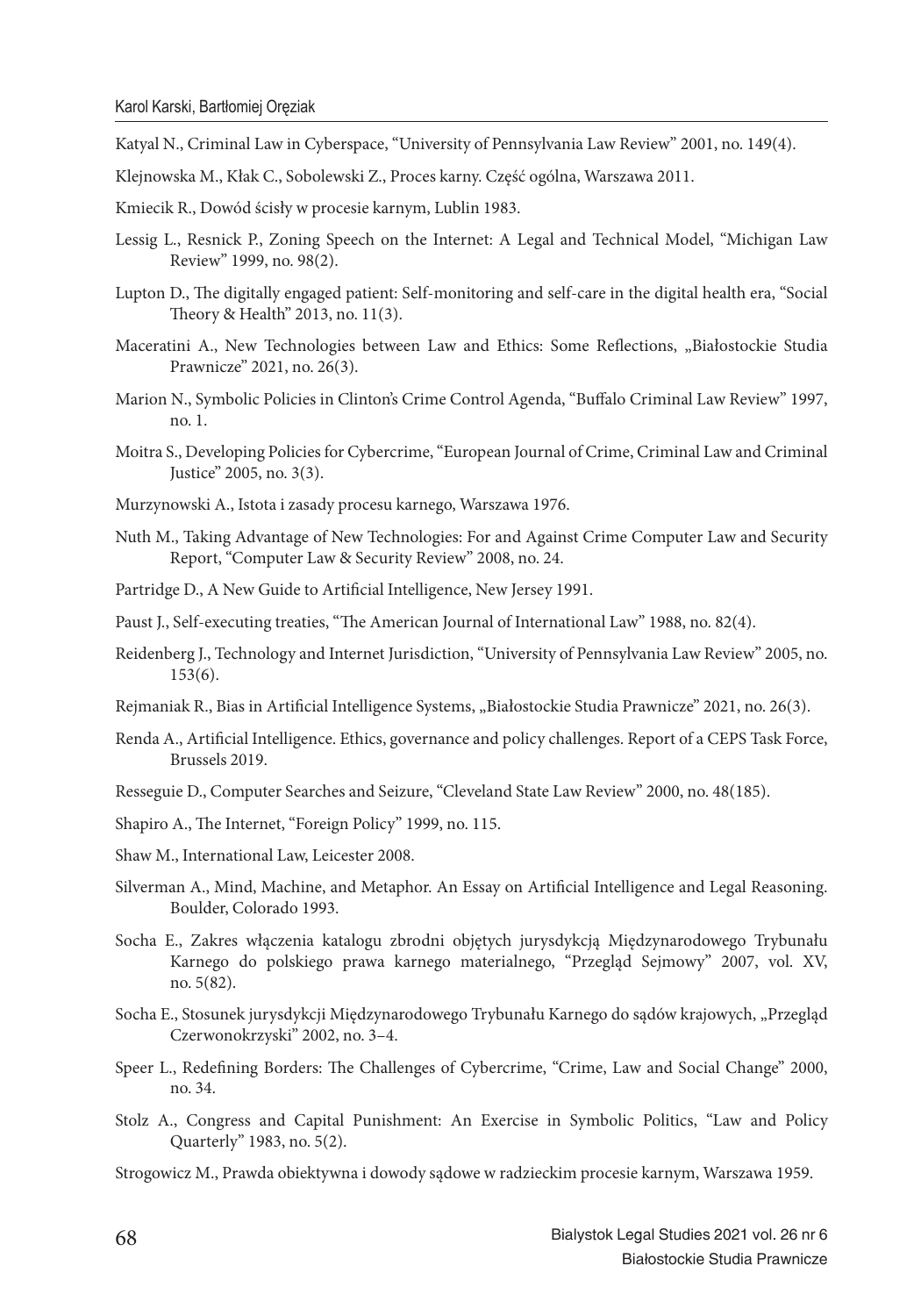Katyal N., Criminal Law in Cyberspace, "University of Pennsylvania Law Review" 2001, no. 149(4).

Klejnowska M., Kłak C., Sobolewski Z., Proces karny. Część ogólna, Warszawa 2011.

Kmiecik R., Dowód ścisły w procesie karnym, Lublin 1983.

Lessig L., Resnick P., Zoning Speech on the Internet: A Legal and Technical Model, "Michigan Law Review" 1999, no. 98(2).

Lupton D., The digitally engaged patient: Self-monitoring and self-care in the digital health era, "Social Theory & Health" 2013, no. 11(3).

Maceratini A., New Technologies between Law and Ethics: Some Reflections, „Białostockie Studia Prawnicze" 2021, no. 26(3).

Marion N., Symbolic Policies in Clinton's Crime Control Agenda, "Buffalo Criminal Law Review" 1997, no. 1.

Moitra S., Developing Policies for Cybercrime, "European Journal of Crime, Criminal Law and Criminal Justice" 2005, no. 3(3).

Murzynowski A., Istota i zasady procesu karnego, Warszawa 1976.

Nuth M., Taking Advantage of New Technologies: For and Against Crime Computer Law and Security Report, "Computer Law & Security Review" 2008, no. 24.

Partridge D., A New Guide to Artificial Intelligence, New Jersey 1991.

Paust J., Self-executing treaties, "The American Journal of International Law" 1988, no. 82(4).

Reidenberg J., Technology and Internet Jurisdiction, "University of Pennsylvania Law Review" 2005, no. 153(6).

Rejmaniak R., Bias in Artificial Intelligence Systems, „Białostockie Studia Prawnicze" 2021, no. 26(3).

Renda A., Artificial Intelligence. Ethics, governance and policy challenges. Report of a CEPS Task Force, Brussels 2019.

Resseguie D., Computer Searches and Seizure, "Cleveland State Law Review" 2000, no. 48(185).

Shapiro A., The Internet, "Foreign Policy" 1999, no. 115.

Shaw M., International Law, Leicester 2008.

Silverman A., Mind, Machine, and Metaphor. An Essay on Artificial Intelligence and Legal Reasoning. Boulder, Colorado 1993.

Socha E., Zakres włączenia katalogu zbrodni objętych jurysdykcją Międzynarodowego Trybunału Karnego do polskiego prawa karnego materialnego, "Przegląd Sejmowy" 2007, vol. XV, no. 5(82).

Socha E., Stosunek jurysdykcji Międzynarodowego Trybunału Karnego do sądów krajowych, „Przegląd Czerwonokrzyski" 2002, no. 3–4.

Speer L., Redefining Borders: The Challenges of Cybercrime, "Crime, Law and Social Change" 2000, no. 34.

Stolz A., Congress and Capital Punishment: An Exercise in Symbolic Politics, "Law and Policy Quarterly" 1983, no. 5(2).

Strogowicz M., Prawda obiektywna i dowody sądowe w radzieckim procesie karnym, Warszawa 1959.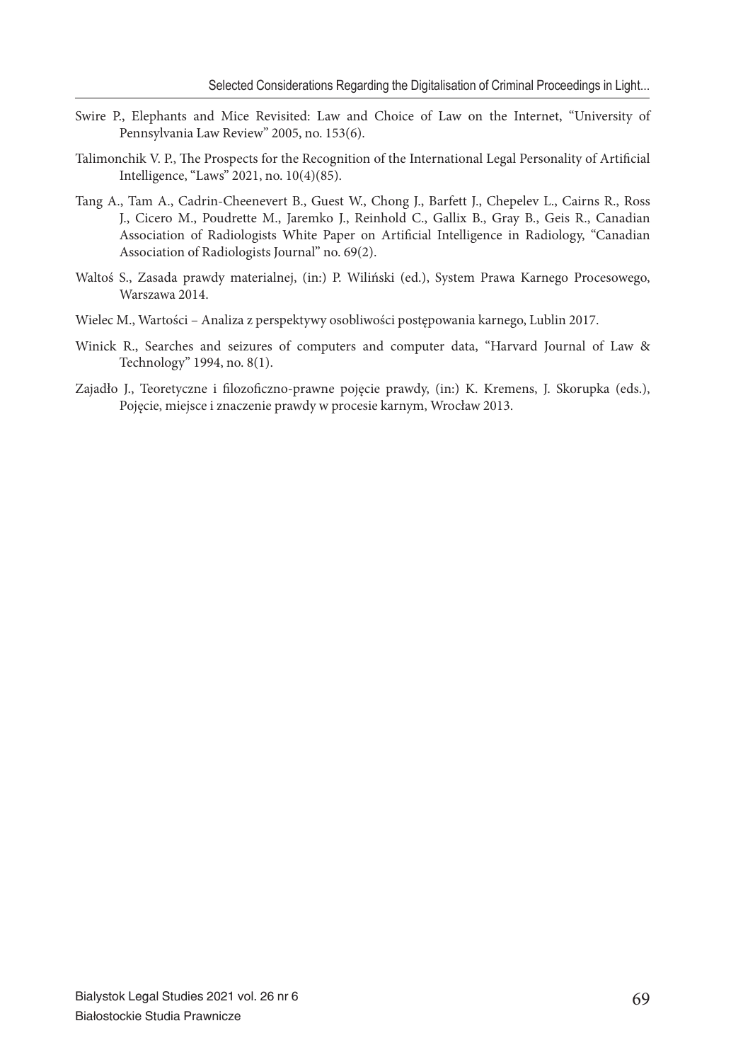Swire P., Elephants and Mice Revisited: Law and Choice of Law on the Internet, "University of Pennsylvania Law Review" 2005, no. 153(6).

Talimonchik V. P., The Prospects for the Recognition of the International Legal Personality of Artificial Intelligence, "Laws" 2021, no. 10(4)(85).

Tang A., Tam A., Cadrin-Cheenevert B., Guest W., Chong J., Barfett J., Chepelev L., Cairns R., Ross J., Cicero M., Poudrette M., Jaremko J., Reinhold C., Gallix B., Gray B., Geis R., Canadian Association of Radiologists White Paper on Artificial Intelligence in Radiology, "Canadian Association of Radiologists Journal" no. 69(2).

Waltoś S., Zasada prawdy materialnej, (in:) P. Wiliński (ed.), System Prawa Karnego Procesowego, Warszawa 2014.

Wielec M., Wartości – Analiza z perspektywy osobliwości postępowania karnego, Lublin 2017.

Winick R., Searches and seizures of computers and computer data, "Harvard Journal of Law & Technology" 1994, no. 8(1).

Zajadło J., Teoretyczne i filozoficzno-prawne pojęcie prawdy, (in:) K. Kremens, J. Skorupka (eds.), Pojęcie, miejsce i znaczenie prawdy w procesie karnym, Wrocław 2013.